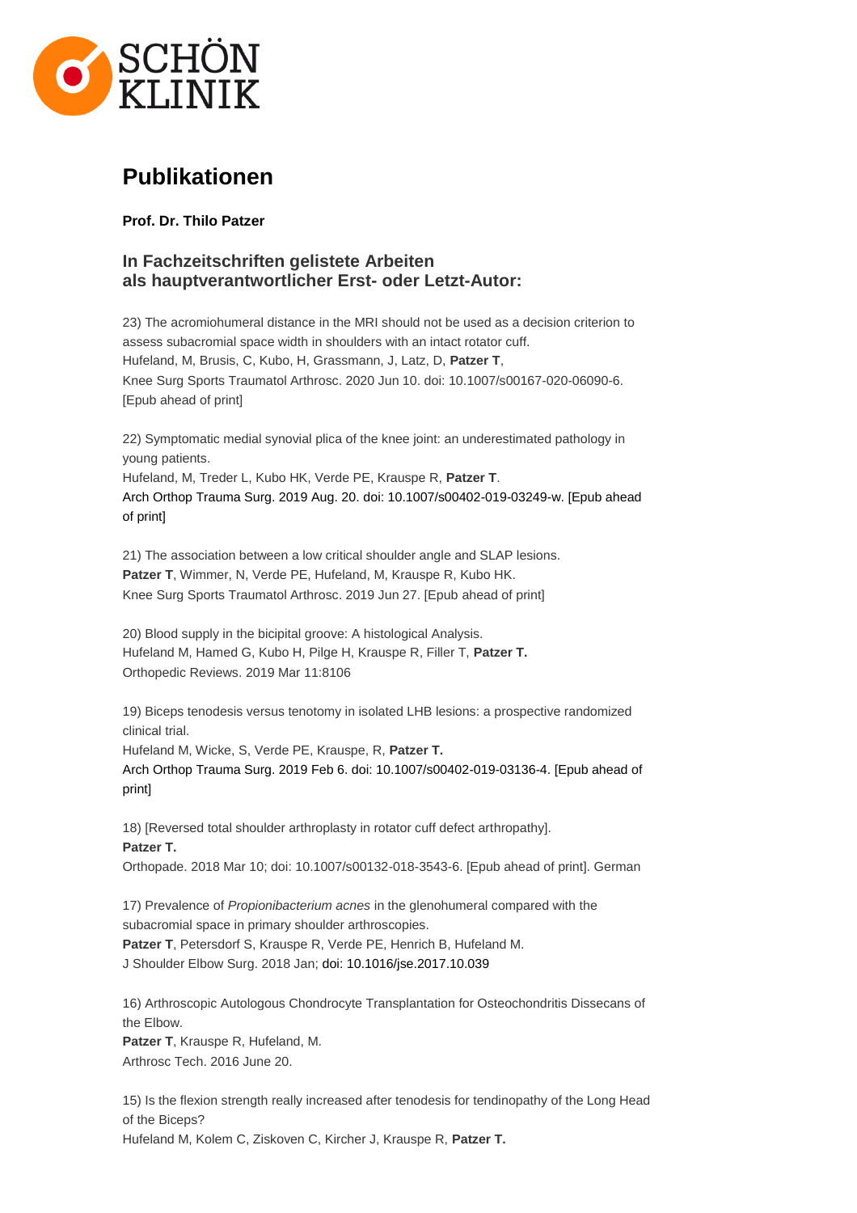# Publikationen

**Prof. Dr. Thilo Patzer**

### In Fachzeitschriften gelistete Arbeiten als hauptverantwortlicher Erst- oder Letzt-Autor:

23) The acromiohumeral distance in the MRI should not be used as a decision criterion to assess subacromial space width in shoulders with an intact rotator cuff.
Hufeland, M, Brusis, C, Kubo, H, Grassmann, J, Latz, D, **Patzer T**,
Knee Surg Sports Traumatol Arthrosc. 2020 Jun 10. doi: 10.1007/s00167-020-06090-6. [Epub ahead of print]

22) Symptomatic medial synovial plica of the knee joint: an underestimated pathology in young patients.
Hufeland, M, Treder L, Kubo HK, Verde PE, Krauspe R, **Patzer T**.
Arch Orthop Trauma Surg. 2019 Aug. 20. doi: 10.1007/s00402-019-03249-w. [Epub ahead of print]

21) The association between a low critical shoulder angle and SLAP lesions.
**Patzer T**, Wimmer, N, Verde PE, Hufeland, M, Krauspe R, Kubo HK.
Knee Surg Sports Traumatol Arthrosc. 2019 Jun 27. [Epub ahead of print]

20) Blood supply in the bicipital groove: A histological Analysis.
Hufeland M, Hamed G, Kubo H, Pilge H, Krauspe R, Filler T, **Patzer T.**
Orthopedic Reviews. 2019 Mar 11:8106

19) Biceps tenodesis versus tenotomy in isolated LHB lesions: a prospective randomized clinical trial.
Hufeland M, Wicke, S, Verde PE, Krauspe, R, **Patzer T.**
Arch Orthop Trauma Surg. 2019 Feb 6. doi: 10.1007/s00402-019-03136-4. [Epub ahead of print]

18) [Reversed total shoulder arthroplasty in rotator cuff defect arthropathy].
**Patzer T.**
Orthopade. 2018 Mar 10; doi: 10.1007/s00132-018-3543-6. [Epub ahead of print]. German

17) Prevalence of *Propionibacterium acnes* in the glenohumeral compared with the subacromial space in primary shoulder arthroscopies.
**Patzer T**, Petersdorf S, Krauspe R, Verde PE, Henrich B, Hufeland M.
J Shoulder Elbow Surg. 2018 Jan; doi: 10.1016/jse.2017.10.039

16) Arthroscopic Autologous Chondrocyte Transplantation for Osteochondritis Dissecans of the Elbow.
**Patzer T**, Krauspe R, Hufeland, M.
Arthrosc Tech. 2016 June 20.

15) Is the flexion strength really increased after tenodesis for tendinopathy of the Long Head of the Biceps?
Hufeland M, Kolem C, Ziskoven C, Kircher J, Krauspe R, **Patzer T.**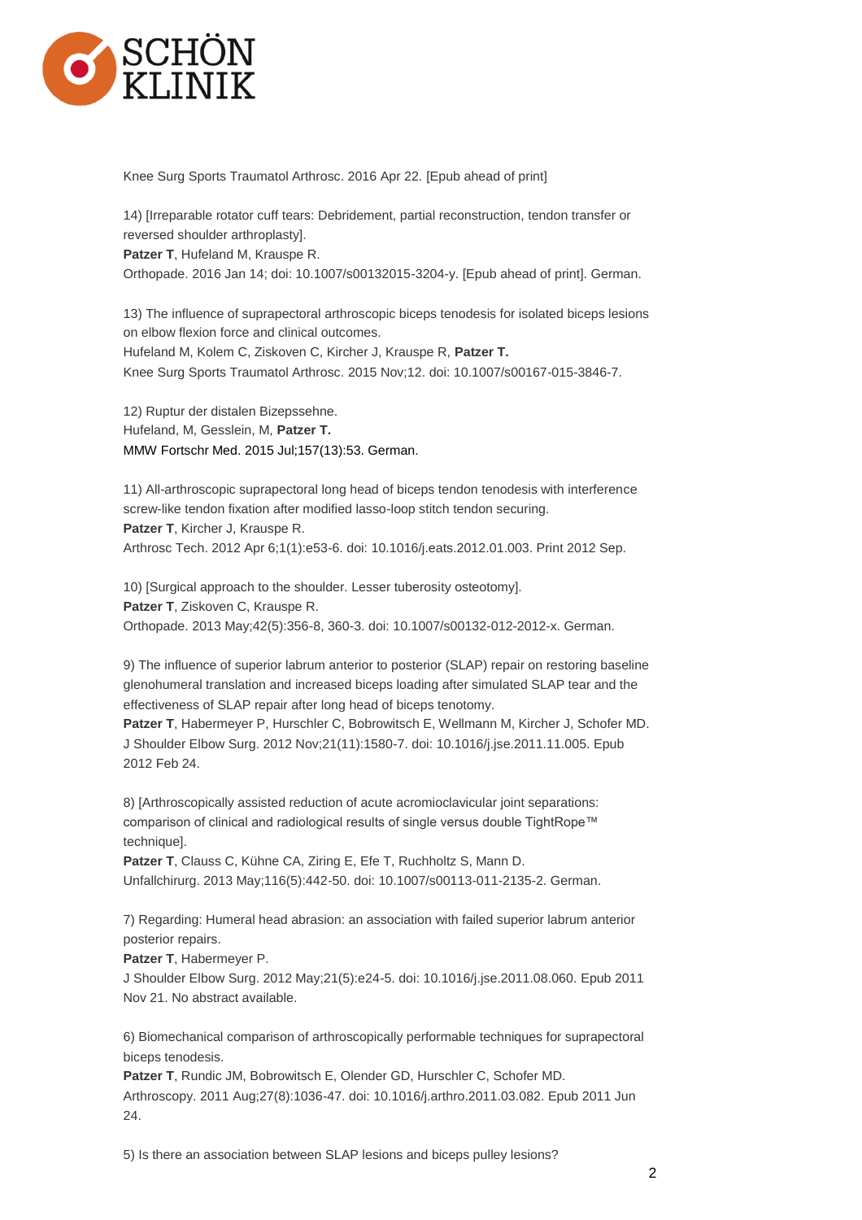Knee Surg Sports Traumatol Arthrosc. 2016 Apr 22. [Epub ahead of print]

14) [Irreparable rotator cuff tears: Debridement, partial reconstruction, tendon transfer or reversed shoulder arthroplasty].
**Patzer T**, Hufeland M, Krauspe R.
Orthopade. 2016 Jan 14; doi: 10.1007/s00132015-3204-y. [Epub ahead of print]. German.

13) The influence of suprapectoral arthroscopic biceps tenodesis for isolated biceps lesions on elbow flexion force and clinical outcomes.
Hufeland M, Kolem C, Ziskoven C, Kircher J, Krauspe R, **Patzer T.**
Knee Surg Sports Traumatol Arthrosc. 2015 Nov;12. doi: 10.1007/s00167-015-3846-7.

12) Ruptur der distalen Bizepssehne.
Hufeland, M, Gesslein, M, **Patzer T.**
MMW Fortschr Med. 2015 Jul;157(13):53. German.

11) All-arthroscopic suprapectoral long head of biceps tendon tenodesis with interference screw-like tendon fixation after modified lasso-loop stitch tendon securing.
**Patzer T**, Kircher J, Krauspe R.
Arthrosc Tech. 2012 Apr 6;1(1):e53-6. doi: 10.1016/j.eats.2012.01.003. Print 2012 Sep.

10) [Surgical approach to the shoulder. Lesser tuberosity osteotomy].
**Patzer T**, Ziskoven C, Krauspe R.
Orthopade. 2013 May;42(5):356-8, 360-3. doi: 10.1007/s00132-012-2012-x. German.

9) The influence of superior labrum anterior to posterior (SLAP) repair on restoring baseline glenohumeral translation and increased biceps loading after simulated SLAP tear and the effectiveness of SLAP repair after long head of biceps tenotomy.
**Patzer T**, Habermeyer P, Hurschler C, Bobrowitsch E, Wellmann M, Kircher J, Schofer MD.
J Shoulder Elbow Surg. 2012 Nov;21(11):1580-7. doi: 10.1016/j.jse.2011.11.005. Epub 2012 Feb 24.

8) [Arthroscopically assisted reduction of acute acromioclavicular joint separations: comparison of clinical and radiological results of single versus double TightRope™ technique].
**Patzer T**, Clauss C, Kühne CA, Ziring E, Efe T, Ruchholtz S, Mann D.
Unfallchirurg. 2013 May;116(5):442-50. doi: 10.1007/s00113-011-2135-2. German.

7) Regarding: Humeral head abrasion: an association with failed superior labrum anterior posterior repairs.
**Patzer T**, Habermeyer P.
J Shoulder Elbow Surg. 2012 May;21(5):e24-5. doi: 10.1016/j.jse.2011.08.060. Epub 2011 Nov 21. No abstract available.

6) Biomechanical comparison of arthroscopically performable techniques for suprapectoral biceps tenodesis.
**Patzer T**, Rundic JM, Bobrowitsch E, Olender GD, Hurschler C, Schofer MD.
Arthroscopy. 2011 Aug;27(8):1036-47. doi: 10.1016/j.arthro.2011.03.082. Epub 2011 Jun 24.

5) Is there an association between SLAP lesions and biceps pulley lesions?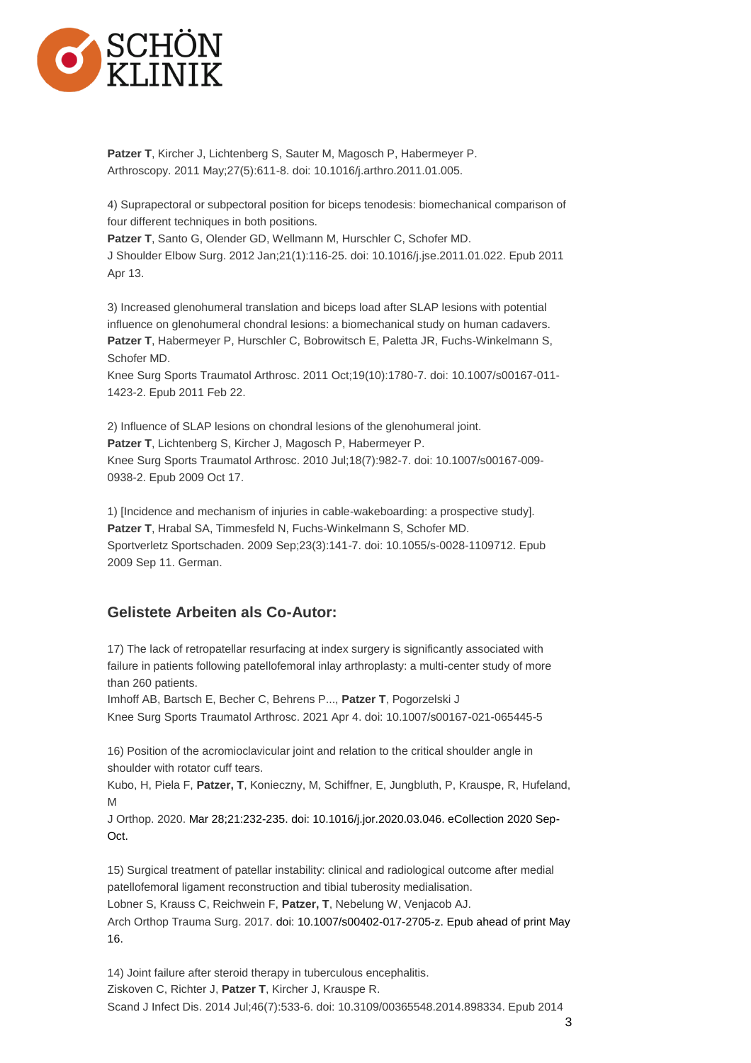**Patzer T**, Kircher J, Lichtenberg S, Sauter M, Magosch P, Habermeyer P.
Arthroscopy. 2011 May;27(5):611-8. doi: 10.1016/j.arthro.2011.01.005.

4) Suprapectoral or subpectoral position for biceps tenodesis: biomechanical comparison of four different techniques in both positions.
**Patzer T**, Santo G, Olender GD, Wellmann M, Hurschler C, Schofer MD.
J Shoulder Elbow Surg. 2012 Jan;21(1):116-25. doi: 10.1016/j.jse.2011.01.022. Epub 2011 Apr 13.

3) Increased glenohumeral translation and biceps load after SLAP lesions with potential influence on glenohumeral chondral lesions: a biomechanical study on human cadavers.
**Patzer T**, Habermeyer P, Hurschler C, Bobrowitsch E, Paletta JR, Fuchs-Winkelmann S, Schofer MD.
Knee Surg Sports Traumatol Arthrosc. 2011 Oct;19(10):1780-7. doi: 10.1007/s00167-011-1423-2. Epub 2011 Feb 22.

2) Influence of SLAP lesions on chondral lesions of the glenohumeral joint.
**Patzer T**, Lichtenberg S, Kircher J, Magosch P, Habermeyer P.
Knee Surg Sports Traumatol Arthrosc. 2010 Jul;18(7):982-7. doi: 10.1007/s00167-009-0938-2. Epub 2009 Oct 17.

1) [Incidence and mechanism of injuries in cable-wakeboarding: a prospective study].
**Patzer T**, Hrabal SA, Timmesfeld N, Fuchs-Winkelmann S, Schofer MD.
Sportverletz Sportschaden. 2009 Sep;23(3):141-7. doi: 10.1055/s-0028-1109712. Epub 2009 Sep 11. German.

## Gelistete Arbeiten als Co-Autor:

17) The lack of retropatellar resurfacing at index surgery is significantly associated with failure in patients following patellofemoral inlay arthroplasty: a multi-center study of more than 260 patients.
Imhoff AB, Bartsch E, Becher C, Behrens P..., **Patzer T**, Pogorzelski J
Knee Surg Sports Traumatol Arthrosc. 2021 Apr 4. doi: 10.1007/s00167-021-065445-5

16) Position of the acromioclavicular joint and relation to the critical shoulder angle in shoulder with rotator cuff tears.
Kubo, H, Piela F, **Patzer, T**, Konieczny, M, Schiffner, E, Jungbluth, P, Krauspe, R, Hufeland, M
J Orthop. 2020. Mar 28;21:232-235. doi: 10.1016/j.jor.2020.03.046. eCollection 2020 Sep-Oct.

15) Surgical treatment of patellar instability: clinical and radiological outcome after medial patellofemoral ligament reconstruction and tibial tuberosity medialisation.
Lobner S, Krauss C, Reichwein F, **Patzer, T**, Nebelung W, Venjacob AJ.
Arch Orthop Trauma Surg. 2017. doi: 10.1007/s00402-017-2705-z. Epub ahead of print May 16.

14) Joint failure after steroid therapy in tuberculous encephalitis.
Ziskoven C, Richter J, **Patzer T**, Kircher J, Krauspe R.
Scand J Infect Dis. 2014 Jul;46(7):533-6. doi: 10.3109/00365548.2014.898334. Epub 2014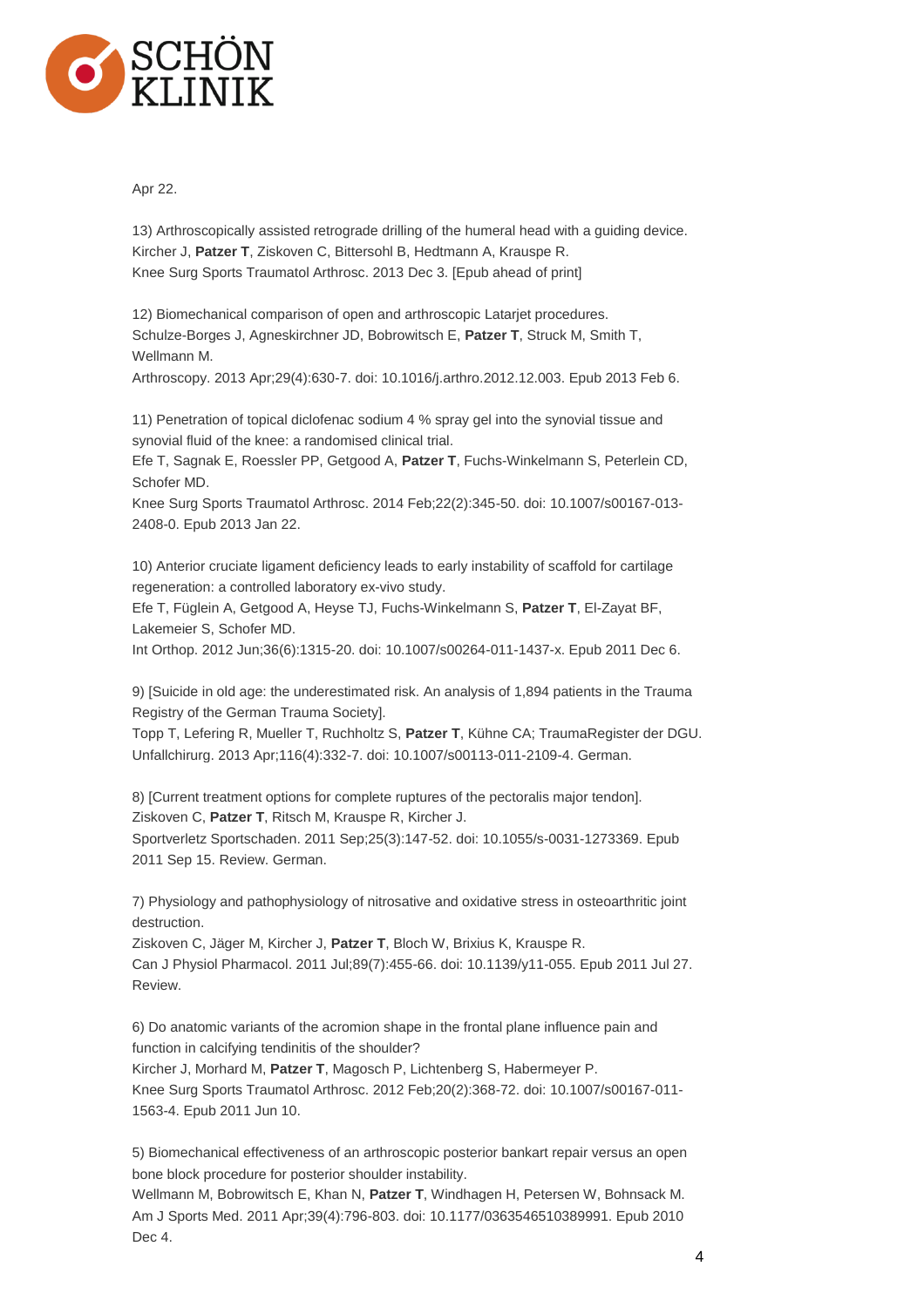Apr 22.

13) Arthroscopically assisted retrograde drilling of the humeral head with a guiding device.
Kircher J, **Patzer T**, Ziskoven C, Bittersohl B, Hedtmann A, Krauspe R.
Knee Surg Sports Traumatol Arthrosc. 2013 Dec 3. [Epub ahead of print]

12) Biomechanical comparison of open and arthroscopic Latarjet procedures.
Schulze-Borges J, Agneskirchner JD, Bobrowitsch E, **Patzer T**, Struck M, Smith T, Wellmann M.
Arthroscopy. 2013 Apr;29(4):630-7. doi: 10.1016/j.arthro.2012.12.003. Epub 2013 Feb 6.

11) Penetration of topical diclofenac sodium 4 % spray gel into the synovial tissue and synovial fluid of the knee: a randomised clinical trial.
Efe T, Sagnak E, Roessler PP, Getgood A, **Patzer T**, Fuchs-Winkelmann S, Peterlein CD, Schofer MD.
Knee Surg Sports Traumatol Arthrosc. 2014 Feb;22(2):345-50. doi: 10.1007/s00167-013-2408-0. Epub 2013 Jan 22.

10) Anterior cruciate ligament deficiency leads to early instability of scaffold for cartilage regeneration: a controlled laboratory ex-vivo study.
Efe T, Füglein A, Getgood A, Heyse TJ, Fuchs-Winkelmann S, **Patzer T**, El-Zayat BF, Lakemeier S, Schofer MD.
Int Orthop. 2012 Jun;36(6):1315-20. doi: 10.1007/s00264-011-1437-x. Epub 2011 Dec 6.

9) [Suicide in old age: the underestimated risk. An analysis of 1,894 patients in the Trauma Registry of the German Trauma Society].
Topp T, Lefering R, Mueller T, Ruchholtz S, **Patzer T**, Kühne CA; TraumaRegister der DGU.
Unfallchirurg. 2013 Apr;116(4):332-7. doi: 10.1007/s00113-011-2109-4. German.

8) [Current treatment options for complete ruptures of the pectoralis major tendon].
Ziskoven C, **Patzer T**, Ritsch M, Krauspe R, Kircher J.
Sportverletz Sportschaden. 2011 Sep;25(3):147-52. doi: 10.1055/s-0031-1273369. Epub 2011 Sep 15. Review. German.

7) Physiology and pathophysiology of nitrosative and oxidative stress in osteoarthritic joint destruction.
Ziskoven C, Jäger M, Kircher J, **Patzer T**, Bloch W, Brixius K, Krauspe R.
Can J Physiol Pharmacol. 2011 Jul;89(7):455-66. doi: 10.1139/y11-055. Epub 2011 Jul 27. Review.

6) Do anatomic variants of the acromion shape in the frontal plane influence pain and function in calcifying tendinitis of the shoulder?
Kircher J, Morhard M, **Patzer T**, Magosch P, Lichtenberg S, Habermeyer P.
Knee Surg Sports Traumatol Arthrosc. 2012 Feb;20(2):368-72. doi: 10.1007/s00167-011-1563-4. Epub 2011 Jun 10.

5) Biomechanical effectiveness of an arthroscopic posterior bankart repair versus an open bone block procedure for posterior shoulder instability.
Wellmann M, Bobrowitsch E, Khan N, **Patzer T**, Windhagen H, Petersen W, Bohnsack M.
Am J Sports Med. 2011 Apr;39(4):796-803. doi: 10.1177/0363546510389991. Epub 2010 Dec 4.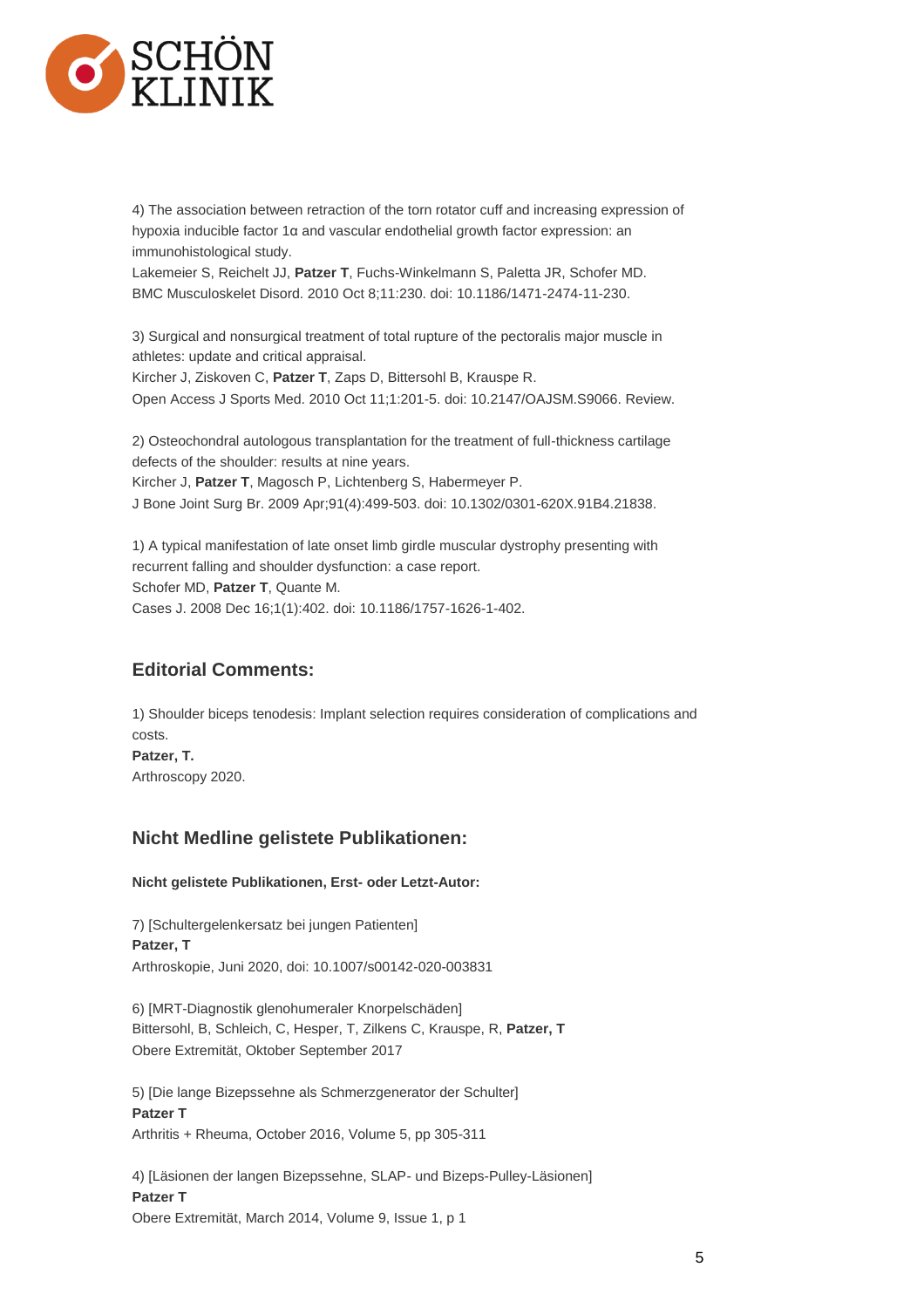4) The association between retraction of the torn rotator cuff and increasing expression of hypoxia inducible factor 1α and vascular endothelial growth factor expression: an immunohistological study.
Lakemeier S, Reichelt JJ, **Patzer T**, Fuchs-Winkelmann S, Paletta JR, Schofer MD.
BMC Musculoskelet Disord. 2010 Oct 8;11:230. doi: 10.1186/1471-2474-11-230.

3) Surgical and nonsurgical treatment of total rupture of the pectoralis major muscle in athletes: update and critical appraisal.
Kircher J, Ziskoven C, **Patzer T**, Zaps D, Bittersohl B, Krauspe R.
Open Access J Sports Med. 2010 Oct 11;1:201-5. doi: 10.2147/OAJSM.S9066. Review.

2) Osteochondral autologous transplantation for the treatment of full-thickness cartilage defects of the shoulder: results at nine years.
Kircher J, **Patzer T**, Magosch P, Lichtenberg S, Habermeyer P.
J Bone Joint Surg Br. 2009 Apr;91(4):499-503. doi: 10.1302/0301-620X.91B4.21838.

1) A typical manifestation of late onset limb girdle muscular dystrophy presenting with recurrent falling and shoulder dysfunction: a case report.
Schofer MD, **Patzer T**, Quante M.
Cases J. 2008 Dec 16;1(1):402. doi: 10.1186/1757-1626-1-402.

## Editorial Comments:

1) Shoulder biceps tenodesis: Implant selection requires consideration of complications and costs.
**Patzer, T.**
Arthroscopy 2020.

## Nicht Medline gelistete Publikationen:

**Nicht gelistete Publikationen, Erst- oder Letzt-Autor:**

7) [Schultergelenkersatz bei jungen Patienten]
**Patzer, T**
Arthroskopie, Juni 2020, doi: 10.1007/s00142-020-003831

6) [MRT-Diagnostik glenohumeraler Knorpelschäden]
Bittersohl, B, Schleich, C, Hesper, T, Zilkens C, Krauspe, R, **Patzer, T**
Obere Extremität, Oktober September 2017

5) [Die lange Bizepssehne als Schmerzgenerator der Schulter]
**Patzer T**
Arthritis + Rheuma, October 2016, Volume 5, pp 305-311

4) [Läsionen der langen Bizepssehne, SLAP- und Bizeps-Pulley-Läsionen]
**Patzer T**
Obere Extremität, March 2014, Volume 9, Issue 1, p 1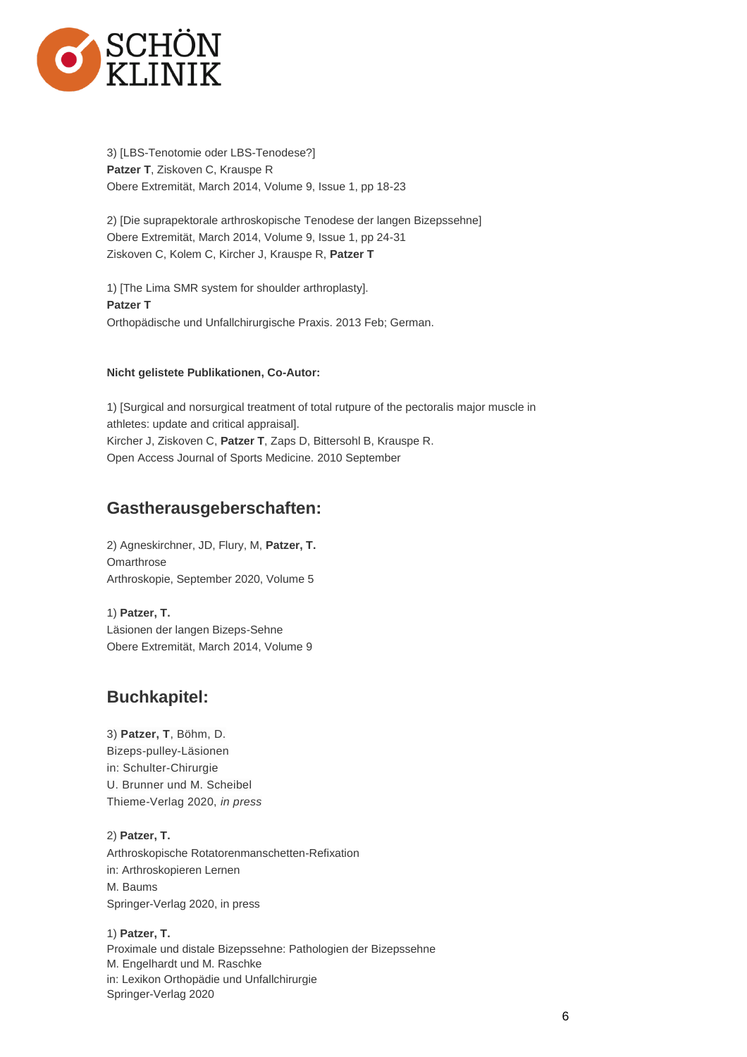3) [LBS-Tenotomie oder LBS-Tenodese?]
**Patzer T**, Ziskoven C, Krauspe R
Obere Extremität, March 2014, Volume 9, Issue 1, pp 18-23

2) [Die suprapektorale arthroskopische Tenodese der langen Bizepssehne]
Obere Extremität, March 2014, Volume 9, Issue 1, pp 24-31
Ziskoven C, Kolem C, Kircher J, Krauspe R, **Patzer T**

1) [The Lima SMR system for shoulder arthroplasty].
**Patzer T**
Orthopädische und Unfallchirurgische Praxis. 2013 Feb; German.

**Nicht gelistete Publikationen, Co-Autor:**

1) [Surgical and norsurgical treatment of total rutpure of the pectoralis major muscle in athletes: update and critical appraisal].
Kircher J, Ziskoven C, **Patzer T**, Zaps D, Bittersohl B, Krauspe R.
Open Access Journal of Sports Medicine. 2010 September

## Gastherausgeberschaften:

2) Agneskirchner, JD, Flury, M, **Patzer, T.**
Omarthrose
Arthroskopie, September 2020, Volume 5

1) **Patzer, T.**
Läsionen der langen Bizeps-Sehne
Obere Extremität, March 2014, Volume 9

## Buchkapitel:

3) **Patzer, T**, Böhm, D.
Bizeps-pulley-Läsionen
in: Schulter-Chirurgie
U. Brunner und M. Scheibel
Thieme-Verlag 2020, *in press*

2) **Patzer, T.**
Arthroskopische Rotatorenmanschetten-Refixation
in: Arthroskopieren Lernen
M. Baums
Springer-Verlag 2020, in press

1) **Patzer, T.**
Proximale und distale Bizepssehne: Pathologien der Bizepssehne
M. Engelhardt und M. Raschke
in: Lexikon Orthopädie und Unfallchirurgie
Springer-Verlag 2020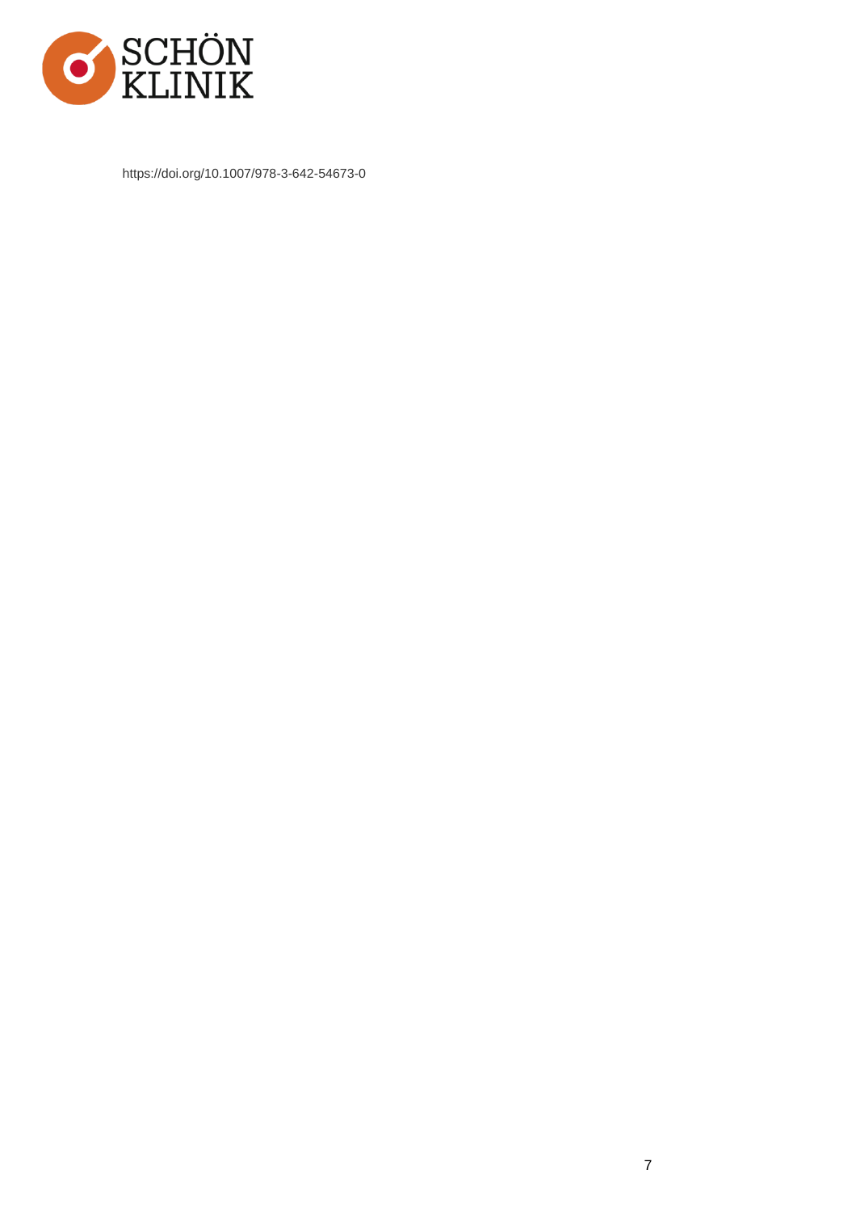https://doi.org/10.1007/978-3-642-54673-0